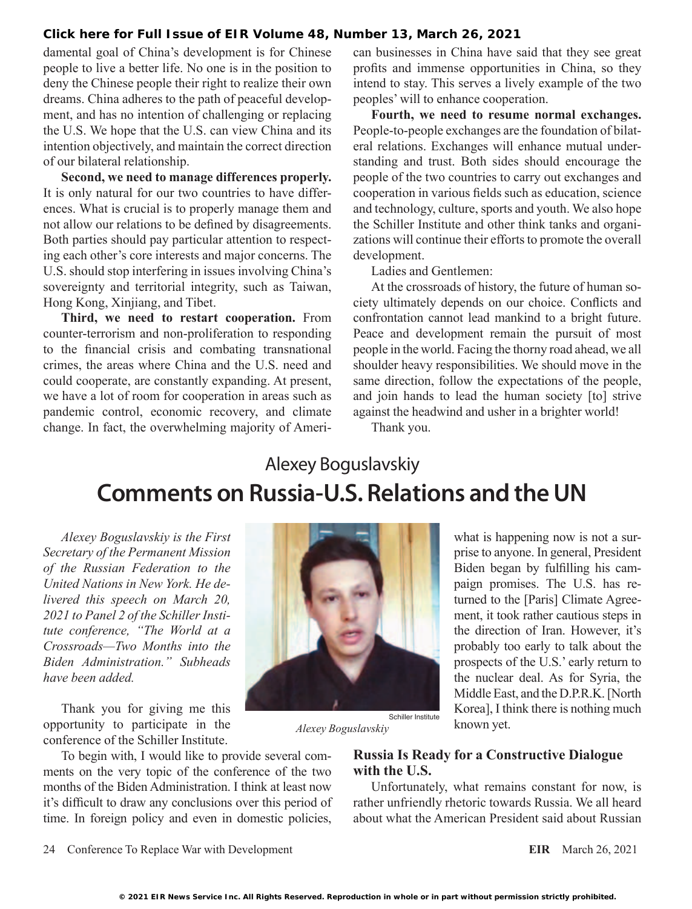damental goal of China's development is for Chinese people to live a better life. No one is in the position to deny the Chinese people their right to realize their own dreams. China adheres to the path of peaceful development, and has no intention of challenging or replacing the U.S. We hope that the U.S. can view China and its intention objectively, and maintain the correct direction of our bilateral relationship.

**Second, we need to manage differences properly.** It is only natural for our two countries to have differences. What is crucial is to properly manage them and not allow our relations to be defined by disagreements. Both parties should pay particular attention to respecting each other's core interests and major concerns. The U.S. should stop interfering in issues involving China's sovereignty and territorial integrity, such as Taiwan, Hong Kong, Xinjiang, and Tibet.

**Third, we need to restart cooperation.** From counter-terrorism and non-proliferation to responding to the financial crisis and combating transnational crimes, the areas where China and the U.S. need and could cooperate, are constantly expanding. At present, we have a lot of room for cooperation in areas such as pandemic control, economic recovery, and climate change. In fact, the overwhelming majority of American businesses in China have said that they see great profits and immense opportunities in China, so they intend to stay. This serves a lively example of the two peoples' will to enhance cooperation.

**Fourth, we need to resume normal exchanges.** People-to-people exchanges are the foundation of bilateral relations. Exchanges will enhance mutual understanding and trust. Both sides should encourage the people of the two countries to carry out exchanges and cooperation in various fields such as education, science and technology, culture, sports and youth. We also hope the Schiller Institute and other think tanks and organizations will continue their efforts to promote the overall development.

Ladies and Gentlemen:

At the crossroads of history, the future of human society ultimately depends on our choice. Conflicts and confrontation cannot lead mankind to a bright future. Peace and development remain the pursuit of most people in the world. Facing the thorny road ahead, we all shoulder heavy responsibilities. We should move in the same direction, follow the expectations of the people, and join hands to lead the human society [to] strive against the headwind and usher in a brighter world!

Thank you.

## Alexey Boguslavskiy

# Comments on Russia-U.S. Relations and the UN

*Alexey Boguslavskiy is the First Secretary of the Permanent Mission of the Russian Federation to the United Nations in New York. He delivered this speech on March 20, 2021 to Panel 2 of the Schiller Institute conference, "The World at a Crossroads—Two Months into the Biden Administration." Subheads have been added.*

Schiller Institute

*Alexey Boguslavskiy*

Thank you for giving me this opportunity to participate in the conference of the Schiller Institute.

To begin with, I would like to provide several comments on the very topic of the conference of the two months of the Biden Administration. I think at least now it's difficult to draw any conclusions over this period of time. In foreign policy and even in domestic policies, what is happening now is not a surprise to anyone. In general, President Biden began by fulfilling his campaign promises. The U.S. has returned to the [Paris] Climate Agreement, it took rather cautious steps in the direction of Iran. However, it's probably too early to talk about the prospects of the U.S.' early return to the nuclear deal. As for Syria, the Middle East, and the D.P.R.K. [North Korea], I think there is nothing much known yet.

### Russia Is Ready for a Constructive Dialogue with the U.S.

Unfortunately, what remains constant for now, is rather unfriendly rhetoric towards Russia. We all heard about what the American President said about Russian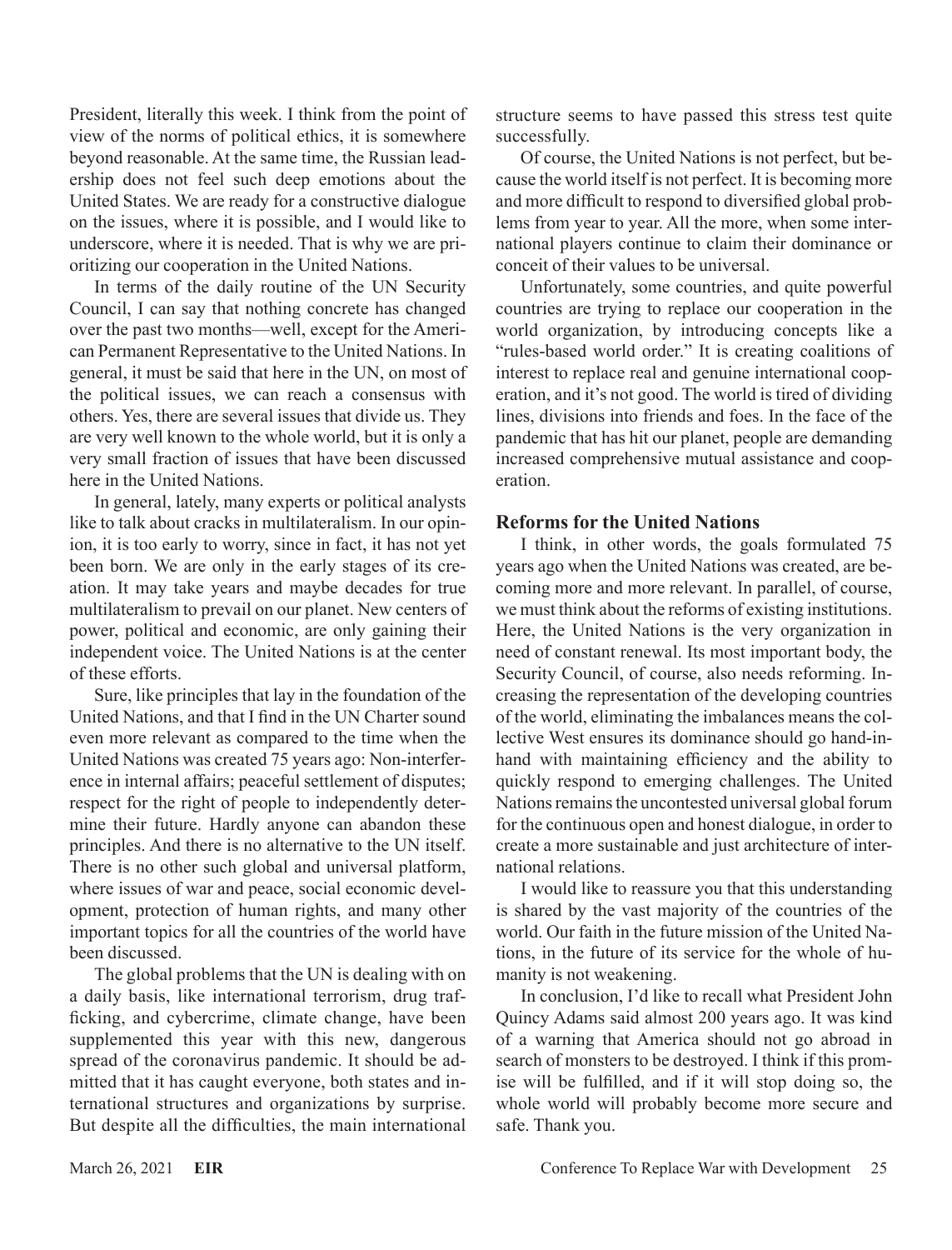President, literally this week. I think from the point of view of the norms of political ethics, it is somewhere beyond reasonable. At the same time, the Russian leadership does not feel such deep emotions about the United States. We are ready for a constructive dialogue on the issues, where it is possible, and I would like to underscore, where it is needed. That is why we are prioritizing our cooperation in the United Nations.

In terms of the daily routine of the UN Security Council, I can say that nothing concrete has changed over the past two months—well, except for the American Permanent Representative to the United Nations. In general, it must be said that here in the UN, on most of the political issues, we can reach a consensus with others. Yes, there are several issues that divide us. They are very well known to the whole world, but it is only a very small fraction of issues that have been discussed here in the United Nations.

In general, lately, many experts or political analysts like to talk about cracks in multilateralism. In our opinion, it is too early to worry, since in fact, it has not yet been born. We are only in the early stages of its creation. It may take years and maybe decades for true multilateralism to prevail on our planet. New centers of power, political and economic, are only gaining their independent voice. The United Nations is at the center of these efforts.

Sure, like principles that lay in the foundation of the United Nations, and that I find in the UN Charter sound even more relevant as compared to the time when the United Nations was created 75 years ago: Non-interference in internal affairs; peaceful settlement of disputes; respect for the right of people to independently determine their future. Hardly anyone can abandon these principles. And there is no alternative to the UN itself. There is no other such global and universal platform, where issues of war and peace, social economic development, protection of human rights, and many other important topics for all the countries of the world have been discussed.

The global problems that the UN is dealing with on a daily basis, like international terrorism, drug trafficking, and cybercrime, climate change, have been supplemented this year with this new, dangerous spread of the coronavirus pandemic. It should be admitted that it has caught everyone, both states and international structures and organizations by surprise. But despite all the difficulties, the main international structure seems to have passed this stress test quite successfully.

Of course, the United Nations is not perfect, but because the world itself is not perfect. It is becoming more and more difficult to respond to diversified global problems from year to year. All the more, when some international players continue to claim their dominance or conceit of their values to be universal.

Unfortunately, some countries, and quite powerful countries are trying to replace our cooperation in the world organization, by introducing concepts like a "rules-based world order." It is creating coalitions of interest to replace real and genuine international cooperation, and it's not good. The world is tired of dividing lines, divisions into friends and foes. In the face of the pandemic that has hit our planet, people are demanding increased comprehensive mutual assistance and cooperation.

## Reforms for the United Nations

I think, in other words, the goals formulated 75 years ago when the United Nations was created, are becoming more and more relevant. In parallel, of course, we must think about the reforms of existing institutions. Here, the United Nations is the very organization in need of constant renewal. Its most important body, the Security Council, of course, also needs reforming. Increasing the representation of the developing countries of the world, eliminating the imbalances means the collective West ensures its dominance should go hand-in-hand with maintaining efficiency and the ability to quickly respond to emerging challenges. The United Nations remains the uncontested universal global forum for the continuous open and honest dialogue, in order to create a more sustainable and just architecture of international relations.

I would like to reassure you that this understanding is shared by the vast majority of the countries of the world. Our faith in the future mission of the United Nations, in the future of its service for the whole of humanity is not weakening.

In conclusion, I'd like to recall what President John Quincy Adams said almost 200 years ago. It was kind of a warning that America should not go abroad in search of monsters to be destroyed. I think if this promise will be fulfilled, and if it will stop doing so, the whole world will probably become more secure and safe. Thank you.